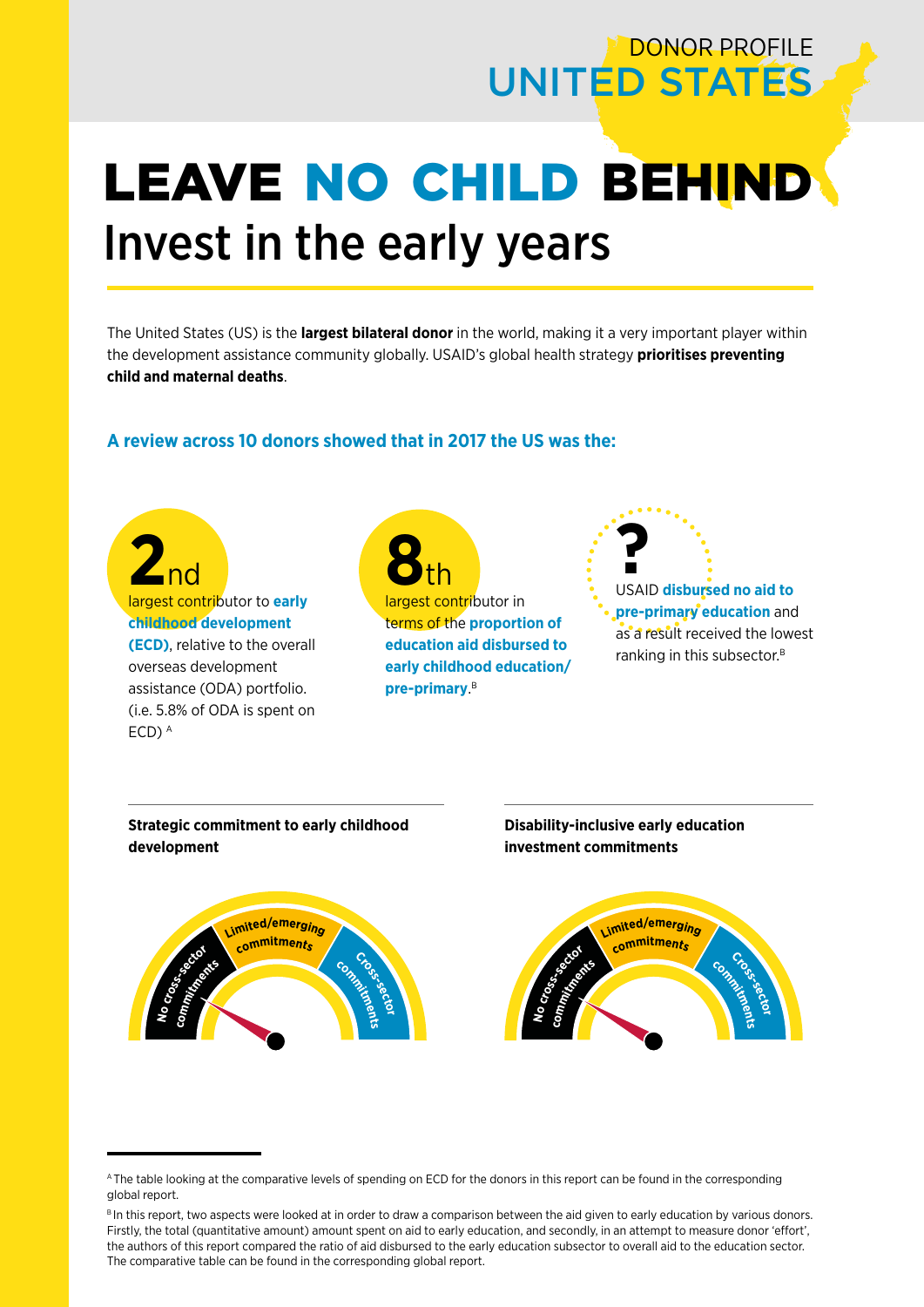DONOR PROFILE
UNITED STATES

# LEAVE NO CHILD BEHIND

## Invest in the early years

The United States (US) is the **largest bilateral donor** in the world, making it a very important player within the development assistance community globally. USAID's global health strategy **prioritises preventing child and maternal deaths**.

### A review across 10 donors showed that in 2017 the US was the:

**2nd** largest contributor to **early childhood development (ECD)**, relative to the overall overseas development assistance (ODA) portfolio. (i.e. 5.8% of ODA is spent on ECD) [A]

**8th** largest contributor in terms of the **proportion of education aid disbursed to early childhood education/ pre-primary**.[B]

**?** USAID **disbursed no aid to pre-primary education** and as a result received the lowest ranking in this subsector.[B]

**Strategic commitment to early childhood development**

No cross-sector commitments | Limited/emerging commitments | Cross-sector commitments

**Disability-inclusive early education investment commitments**

No cross-sector commitments | Limited/emerging commitments | Cross-sector commitments

---

[A] The table looking at the comparative levels of spending on ECD for the donors in this report can be found in the corresponding global report.

[B] In this report, two aspects were looked at in order to draw a comparison between the aid given to early education by various donors. Firstly, the total (quantitative amount) amount spent on aid to early education, and secondly, in an attempt to measure donor 'effort', the authors of this report compared the ratio of aid disbursed to the early education subsector to overall aid to the education sector. The comparative table can be found in the corresponding global report.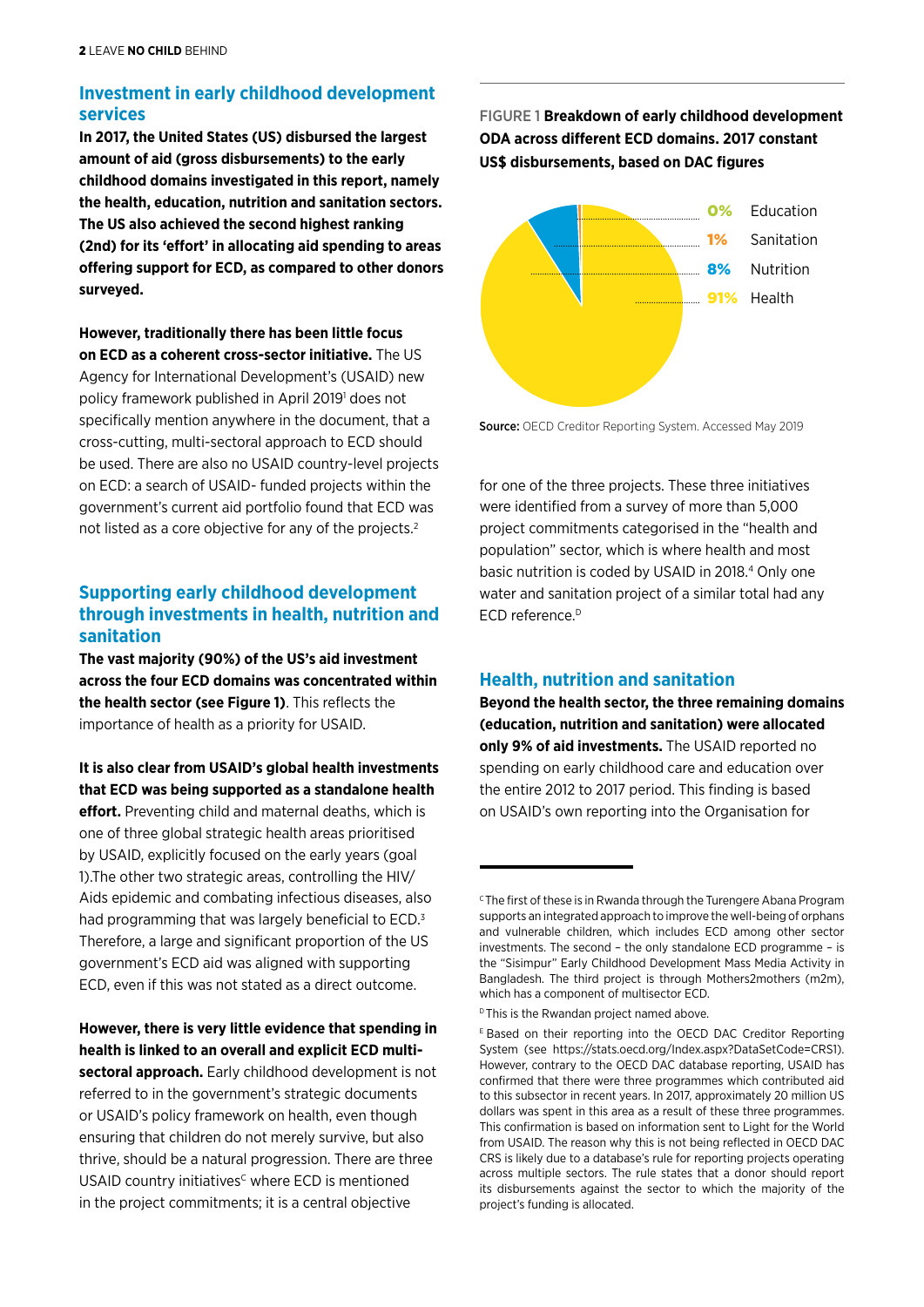## Investment in early childhood development services

**In 2017, the United States (US) disbursed the largest amount of aid (gross disbursements) to the early childhood domains investigated in this report, namely the health, education, nutrition and sanitation sectors. The US also achieved the second highest ranking (2nd) for its 'effort' in allocating aid spending to areas offering support for ECD, as compared to other donors surveyed.**

**However, traditionally there has been little focus on ECD as a coherent cross-sector initiative.** The US Agency for International Development's (USAID) new policy framework published in April 2019[1] does not specifically mention anywhere in the document, that a cross-cutting, multi-sectoral approach to ECD should be used. There are also no USAID country-level projects on ECD: a search of USAID- funded projects within the government's current aid portfolio found that ECD was not listed as a core objective for any of the projects.[2]

## Supporting early childhood development through investments in health, nutrition and sanitation

**The vast majority (90%) of the US's aid investment across the four ECD domains was concentrated within the health sector (see Figure 1)**. This reflects the importance of health as a priority for USAID.

**It is also clear from USAID's global health investments that ECD was being supported as a standalone health effort.** Preventing child and maternal deaths, which is one of three global strategic health areas prioritised by USAID, explicitly focused on the early years (goal 1).The other two strategic areas, controlling the HIV/Aids epidemic and combating infectious diseases, also had programming that was largely beneficial to ECD.[3] Therefore, a large and significant proportion of the US government's ECD aid was aligned with supporting ECD, even if this was not stated as a direct outcome.

**However, there is very little evidence that spending in health is linked to an overall and explicit ECD multi-sectoral approach.** Early childhood development is not referred to in the government's strategic documents or USAID's policy framework on health, even though ensuring that children do not merely survive, but also thrive, should be a natural progression. There are three USAID country initiatives[C] where ECD is mentioned in the project commitments; it is a central objective for one of the three projects. These three initiatives were identified from a survey of more than 5,000 project commitments categorised in the "health and population" sector, which is where health and most basic nutrition is coded by USAID in 2018.[4] Only one water and sanitation project of a similar total had any ECD reference.[D]

FIGURE 1 **Breakdown of early childhood development ODA across different ECD domains. 2017 constant US$ disbursements, based on DAC figures**

| Domain | Share |
|---|---|
| Education | 0% |
| Sanitation | 1% |
| Nutrition | 8% |
| Health | 91% |

**Source:** OECD Creditor Reporting System. Accessed May 2019

## Health, nutrition and sanitation

**Beyond the health sector, the three remaining domains (education, nutrition and sanitation) were allocated only 9% of aid investments.** The USAID reported no spending on early childhood care and education over the entire 2012 to 2017 period. This finding is based on USAID's own reporting into the Organisation for

[C] The first of these is in Rwanda through the Turengere Abana Program supports an integrated approach to improve the well-being of orphans and vulnerable children, which includes ECD among other sector investments. The second – the only standalone ECD programme – is the "Sisimpur" Early Childhood Development Mass Media Activity in Bangladesh. The third project is through Mothers2mothers (m2m), which has a component of multisector ECD.

[D] This is the Rwandan project named above.

[E] Based on their reporting into the OECD DAC Creditor Reporting System (see https://stats.oecd.org/Index.aspx?DataSetCode=CRS1). However, contrary to the OECD DAC database reporting, USAID has confirmed that there were three programmes which contributed aid to this subsector in recent years. In 2017, approximately 20 million US dollars was spent in this area as a result of these three programmes. This confirmation is based on information sent to Light for the World from USAID. The reason why this is not being reflected in OECD DAC CRS is likely due to a database's rule for reporting projects operating across multiple sectors. The rule states that a donor should report its disbursements against the sector to which the majority of the project's funding is allocated.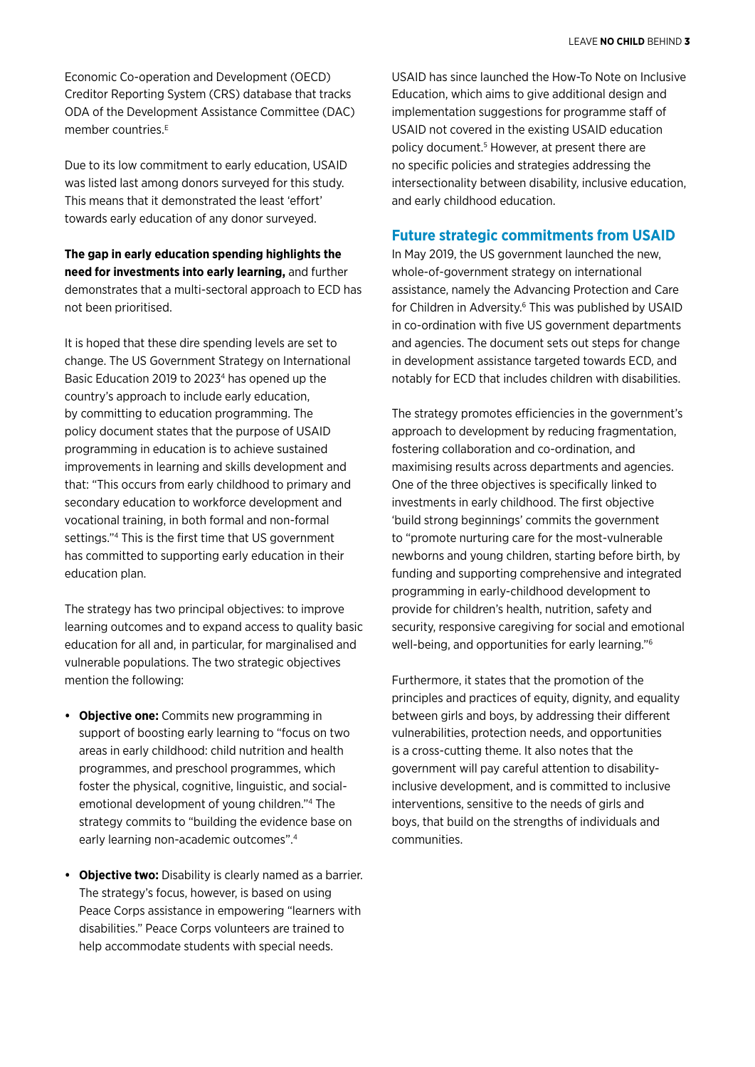Economic Co-operation and Development (OECD) Creditor Reporting System (CRS) database that tracks ODA of the Development Assistance Committee (DAC) member countries.[E]

Due to its low commitment to early education, USAID was listed last among donors surveyed for this study. This means that it demonstrated the least 'effort' towards early education of any donor surveyed.

**The gap in early education spending highlights the need for investments into early learning,** and further demonstrates that a multi-sectoral approach to ECD has not been prioritised.

It is hoped that these dire spending levels are set to change. The US Government Strategy on International Basic Education 2019 to 2023[4] has opened up the country's approach to include early education, by committing to education programming. The policy document states that the purpose of USAID programming in education is to achieve sustained improvements in learning and skills development and that: "This occurs from early childhood to primary and secondary education to workforce development and vocational training, in both formal and non-formal settings."[4] This is the first time that US government has committed to supporting early education in their education plan.

The strategy has two principal objectives: to improve learning outcomes and to expand access to quality basic education for all and, in particular, for marginalised and vulnerable populations. The two strategic objectives mention the following:

- **Objective one:** Commits new programming in support of boosting early learning to "focus on two areas in early childhood: child nutrition and health programmes, and preschool programmes, which foster the physical, cognitive, linguistic, and social-emotional development of young children."[4] The strategy commits to "building the evidence base on early learning non-academic outcomes".[4]

- **Objective two:** Disability is clearly named as a barrier. The strategy's focus, however, is based on using Peace Corps assistance in empowering "learners with disabilities." Peace Corps volunteers are trained to help accommodate students with special needs.

USAID has since launched the How-To Note on Inclusive Education, which aims to give additional design and implementation suggestions for programme staff of USAID not covered in the existing USAID education policy document.[5] However, at present there are no specific policies and strategies addressing the intersectionality between disability, inclusive education, and early childhood education.

## Future strategic commitments from USAID

In May 2019, the US government launched the new, whole-of-government strategy on international assistance, namely the Advancing Protection and Care for Children in Adversity.[6] This was published by USAID in co-ordination with five US government departments and agencies. The document sets out steps for change in development assistance targeted towards ECD, and notably for ECD that includes children with disabilities.

The strategy promotes efficiencies in the government's approach to development by reducing fragmentation, fostering collaboration and co-ordination, and maximising results across departments and agencies. One of the three objectives is specifically linked to investments in early childhood. The first objective 'build strong beginnings' commits the government to "promote nurturing care for the most-vulnerable newborns and young children, starting before birth, by funding and supporting comprehensive and integrated programming in early-childhood development to provide for children's health, nutrition, safety and security, responsive caregiving for social and emotional well-being, and opportunities for early learning."[6]

Furthermore, it states that the promotion of the principles and practices of equity, dignity, and equality between girls and boys, by addressing their different vulnerabilities, protection needs, and opportunities is a cross-cutting theme. It also notes that the government will pay careful attention to disability-inclusive development, and is committed to inclusive interventions, sensitive to the needs of girls and boys, that build on the strengths of individuals and communities.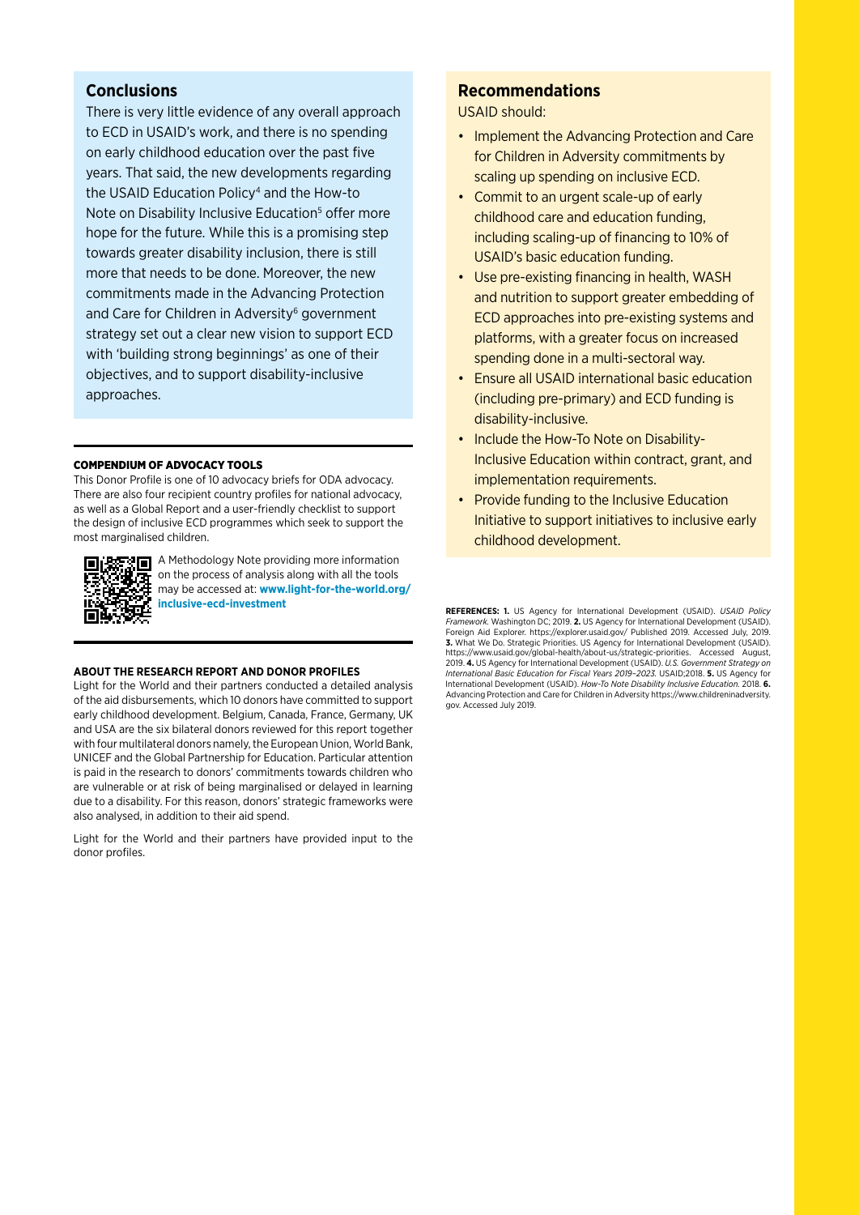## Conclusions

There is very little evidence of any overall approach to ECD in USAID's work, and there is no spending on early childhood education over the past five years. That said, the new developments regarding the USAID Education Policy[4] and the How-to Note on Disability Inclusive Education[5] offer more hope for the future. While this is a promising step towards greater disability inclusion, there is still more that needs to be done. Moreover, the new commitments made in the Advancing Protection and Care for Children in Adversity[6] government strategy set out a clear new vision to support ECD with 'building strong beginnings' as one of their objectives, and to support disability-inclusive approaches.

## Recommendations

USAID should:

- Implement the Advancing Protection and Care for Children in Adversity commitments by scaling up spending on inclusive ECD.
- Commit to an urgent scale-up of early childhood care and education funding, including scaling-up of financing to 10% of USAID's basic education funding.
- Use pre-existing financing in health, WASH and nutrition to support greater embedding of ECD approaches into pre-existing systems and platforms, with a greater focus on increased spending done in a multi-sectoral way.
- Ensure all USAID international basic education (including pre-primary) and ECD funding is disability-inclusive.
- Include the How-To Note on Disability-Inclusive Education within contract, grant, and implementation requirements.
- Provide funding to the Inclusive Education Initiative to support initiatives to inclusive early childhood development.

### COMPENDIUM OF ADVOCACY TOOLS

This Donor Profile is one of 10 advocacy briefs for ODA advocacy. There are also four recipient country profiles for national advocacy, as well as a Global Report and a user-friendly checklist to support the design of inclusive ECD programmes which seek to support the most marginalised children.

A Methodology Note providing more information on the process of analysis along with all the tools may be accessed at: **www.light-for-the-world.org/inclusive-ecd-investment**

### ABOUT THE RESEARCH REPORT AND DONOR PROFILES

Light for the World and their partners conducted a detailed analysis of the aid disbursements, which 10 donors have committed to support early childhood development. Belgium, Canada, France, Germany, UK and USA are the six bilateral donors reviewed for this report together with four multilateral donors namely, the European Union, World Bank, UNICEF and the Global Partnership for Education. Particular attention is paid in the research to donors' commitments towards children who are vulnerable or at risk of being marginalised or delayed in learning due to a disability. For this reason, donors' strategic frameworks were also analysed, in addition to their aid spend.

Light for the World and their partners have provided input to the donor profiles.

**REFERENCES: 1.** US Agency for International Development (USAID). *USAID Policy Framework.* Washington DC; 2019. **2.** US Agency for International Development (USAID). Foreign Aid Explorer. https://explorer.usaid.gov/ Published 2019. Accessed July, 2019. **3.** What We Do. Strategic Priorities. US Agency for International Development (USAID). https://www.usaid.gov/global-health/about-us/strategic-priorities. Accessed August, 2019. **4.** US Agency for International Development (USAID). *U.S. Government Strategy on International Basic Education for Fiscal Years 2019–2023.* USAID;2018. **5.** US Agency for International Development (USAID). *How-To Note Disability Inclusive Education.* 2018. **6.** Advancing Protection and Care for Children in Adversity https://www.childreninadversity.gov. Accessed July 2019.